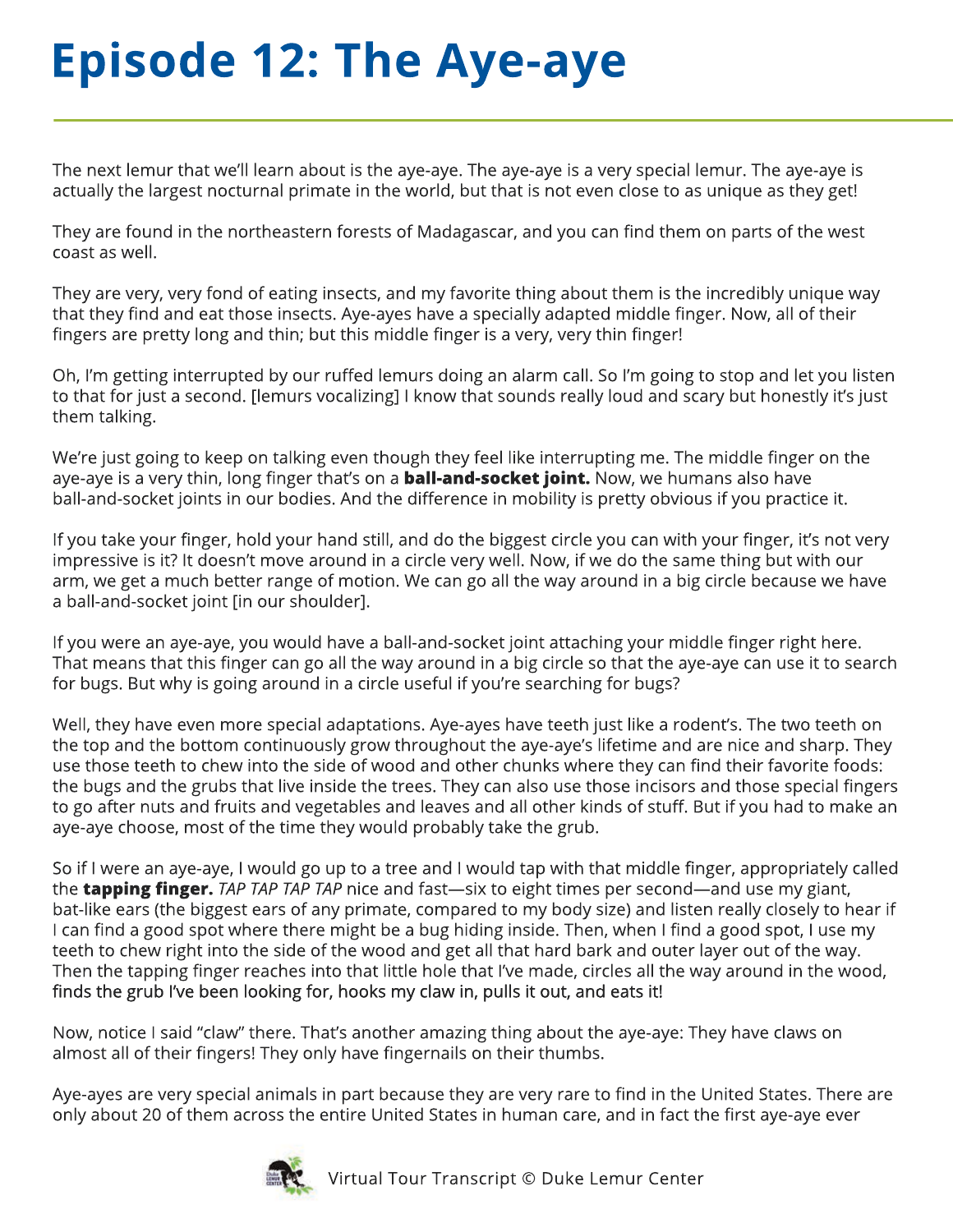# Episode 12: The Aye-aye

The next lemur that we'll learn about is the aye-aye. The aye-aye is a very special lemur. The aye-aye is actually the largest nocturnal primate in the world, but that is not even close to as unique as they get!

They are found in the northeastern forests of Madagascar, and you can find them on parts of the west coast as well.

They are very, very fond of eating insects, and my favorite thing about them is the incredibly unique way that they find and eat those insects. Aye-ayes have a specially adapted middle finger. Now, all of their fingers are pretty long and thin; but this middle finger is a very, very thin finger!

Oh, I'm getting interrupted by our ruffed lemurs doing an alarm call. So I'm going to stop and let you listen to that for just a second. [lemurs vocalizing] I know that sounds really loud and scary but honestly it's just them talking.

We're just going to keep on talking even though they feel like interrupting me. The middle finger on the aye-aye is a very thin, long finger that's on a **ball-and-socket joint.** Now, we humans also have ball-and-socket joints in our bodies. And the difference in mobility is pretty obvious if you practice it.

If you take your finger, hold your hand still, and do the biggest circle you can with your finger, it's not very impressive is it? It doesn't move around in a circle very well. Now, if we do the same thing but with our arm, we get a much better range of motion. We can go all the way around in a big circle because we have a ball-and-socket joint [in our shoulder].

If you were an aye-aye, you would have a ball-and-socket joint attaching your middle finger right here. That means that this finger can go all the way around in a big circle so that the aye-aye can use it to search for bugs. But why is going around in a circle useful if you're searching for bugs?

Well, they have even more special adaptations. Aye-ayes have teeth just like a rodent's. The two teeth on the top and the bottom continuously grow throughout the aye-aye's lifetime and are nice and sharp. They use those teeth to chew into the side of wood and other chunks where they can find their favorite foods: the bugs and the grubs that live inside the trees. They can also use those incisors and those special fingers to go after nuts and fruits and vegetables and leaves and all other kinds of stuff. But if you had to make an aye-aye choose, most of the time they would probably take the grub.

So if I were an aye-aye, I would go up to a tree and I would tap with that middle finger, appropriately called the **tapping finger.** *TAP TAP TAP TAP* nice and fast—six to eight times per second—and use my giant, bat-like ears (the biggest ears of any primate, compared to my body size) and listen really closely to hear if I can find a good spot where there might be a bug hiding inside. Then, when I find a good spot, I use my teeth to chew right into the side of the wood and get all that hard bark and outer layer out of the way. Then the tapping finger reaches into that little hole that I've made, circles all the way around in the wood, finds the grub I've been looking for, hooks my claw in, pulls it out, and eats it!

Now, notice I said "claw" there. That's another amazing thing about the aye-aye: They have claws on almost all of their fingers! They only have fingernails on their thumbs.

Aye-ayes are very special animals in part because they are very rare to find in the United States. There are only about 20 of them across the entire United States in human care, and in fact the first aye-aye ever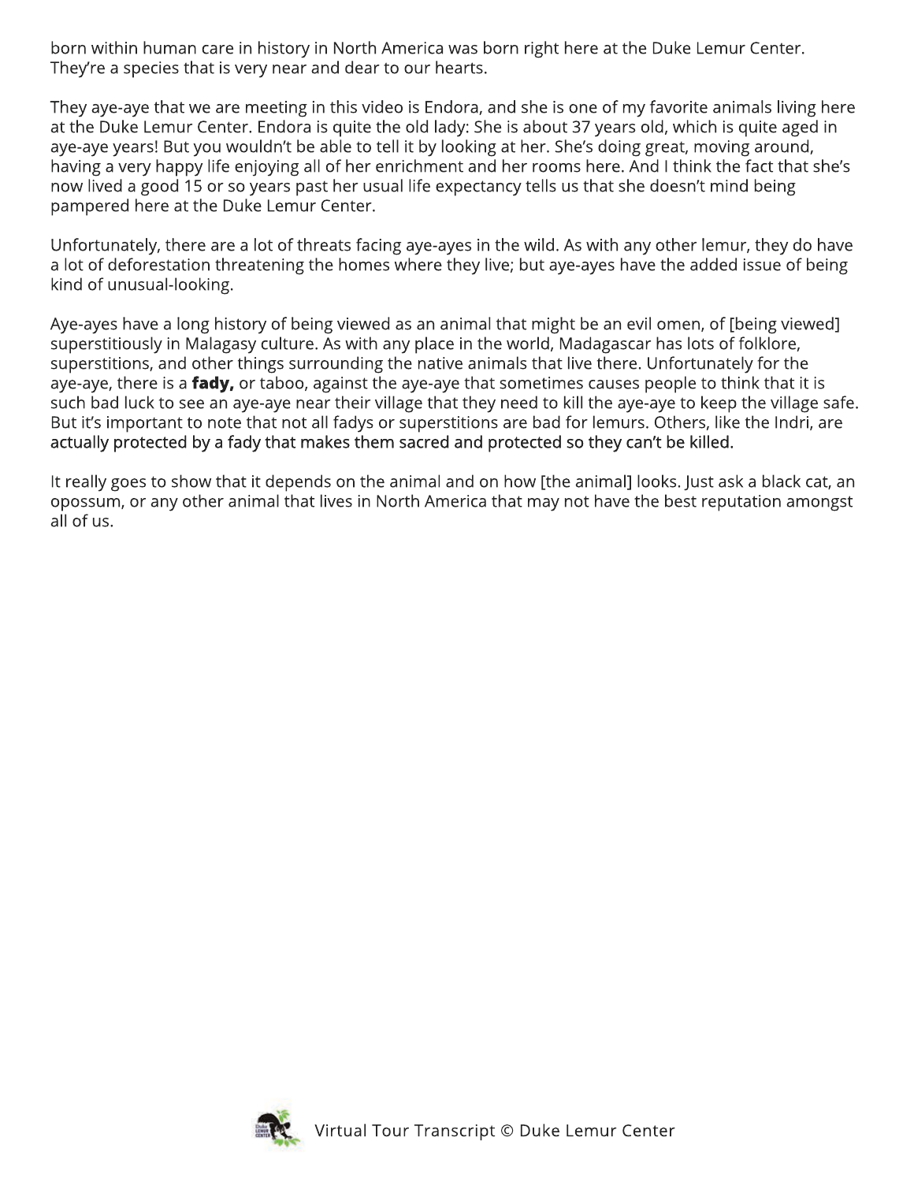born within human care in history in North America was born right here at the Duke Lemur Center. They're a species that is very near and dear to our hearts.

They aye-aye that we are meeting in this video is Endora, and she is one of my favorite animals living here at the Duke Lemur Center. Endora is quite the old lady: She is about 37 years old, which is quite aged in aye-aye years! But you wouldn't be able to tell it by looking at her. She's doing great, moving around, having a very happy life enjoying all of her enrichment and her rooms here. And I think the fact that she's now lived a good 15 or so years past her usual life expectancy tells us that she doesn't mind being pampered here at the Duke Lemur Center.

Unfortunately, there are a lot of threats facing aye-ayes in the wild. As with any other lemur, they do have a lot of deforestation threatening the homes where they live; but aye-ayes have the added issue of being kind of unusual-looking.

Aye-ayes have a long history of being viewed as an animal that might be an evil omen, of [being viewed] superstitiously in Malagasy culture. As with any place in the world, Madagascar has lots of folklore, superstitions, and other things surrounding the native animals that live there. Unfortunately for the aye-aye, there is a **fady,** or taboo, against the aye-aye that sometimes causes people to think that it is such bad luck to see an aye-aye near their village that they need to kill the aye-aye to keep the village safe. But it's important to note that not all fadys or superstitions are bad for lemurs. Others, like the Indri, are actually protected by a fady that makes them sacred and protected so they can't be killed.

It really goes to show that it depends on the animal and on how [the animal] looks. Just ask a black cat, an opossum, or any other animal that lives in North America that may not have the best reputation amongst all of us.